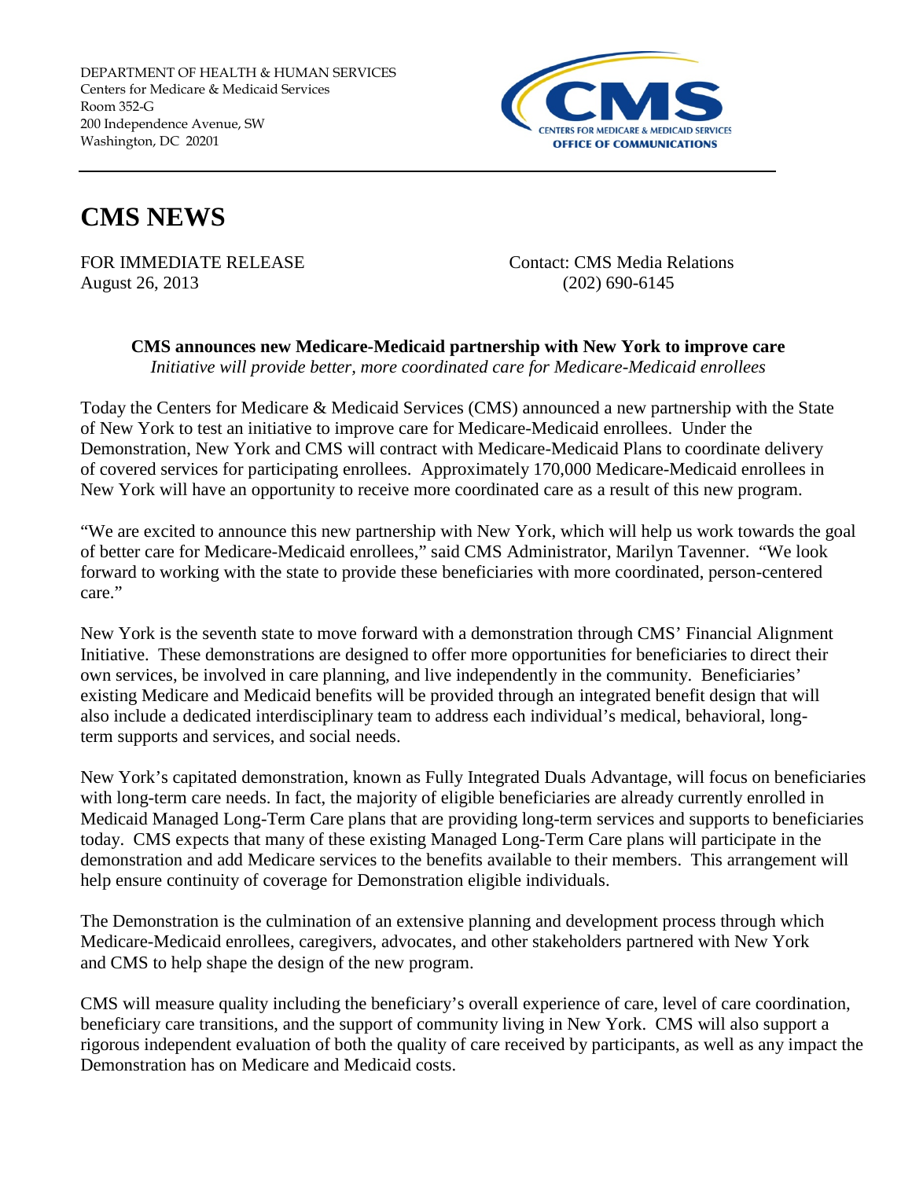DEPARTMENT OF HEALTH & HUMAN SERVICES
Centers for Medicare & Medicaid Services
Room 352-G
200 Independence Avenue, SW
Washington, DC 20201

CMS
CENTERS FOR MEDICARE & MEDICAID SERVICES
OFFICE OF COMMUNICATIONS

# CMS NEWS

FOR IMMEDIATE RELEASE
August 26, 2013

Contact: CMS Media Relations
(202) 690-6145

**CMS announces new Medicare-Medicaid partnership with New York to improve care**
*Initiative will provide better, more coordinated care for Medicare-Medicaid enrollees*

Today the Centers for Medicare & Medicaid Services (CMS) announced a new partnership with the State of New York to test an initiative to improve care for Medicare-Medicaid enrollees. Under the Demonstration, New York and CMS will contract with Medicare-Medicaid Plans to coordinate delivery of covered services for participating enrollees. Approximately 170,000 Medicare-Medicaid enrollees in New York will have an opportunity to receive more coordinated care as a result of this new program.

"We are excited to announce this new partnership with New York, which will help us work towards the goal of better care for Medicare-Medicaid enrollees," said CMS Administrator, Marilyn Tavenner. "We look forward to working with the state to provide these beneficiaries with more coordinated, person-centered care."

New York is the seventh state to move forward with a demonstration through CMS' Financial Alignment Initiative. These demonstrations are designed to offer more opportunities for beneficiaries to direct their own services, be involved in care planning, and live independently in the community. Beneficiaries' existing Medicare and Medicaid benefits will be provided through an integrated benefit design that will also include a dedicated interdisciplinary team to address each individual's medical, behavioral, long-term supports and services, and social needs.

New York's capitated demonstration, known as Fully Integrated Duals Advantage, will focus on beneficiaries with long-term care needs. In fact, the majority of eligible beneficiaries are already currently enrolled in Medicaid Managed Long-Term Care plans that are providing long-term services and supports to beneficiaries today. CMS expects that many of these existing Managed Long-Term Care plans will participate in the demonstration and add Medicare services to the benefits available to their members. This arrangement will help ensure continuity of coverage for Demonstration eligible individuals.

The Demonstration is the culmination of an extensive planning and development process through which Medicare-Medicaid enrollees, caregivers, advocates, and other stakeholders partnered with New York and CMS to help shape the design of the new program.

CMS will measure quality including the beneficiary's overall experience of care, level of care coordination, beneficiary care transitions, and the support of community living in New York. CMS will also support a rigorous independent evaluation of both the quality of care received by participants, as well as any impact the Demonstration has on Medicare and Medicaid costs.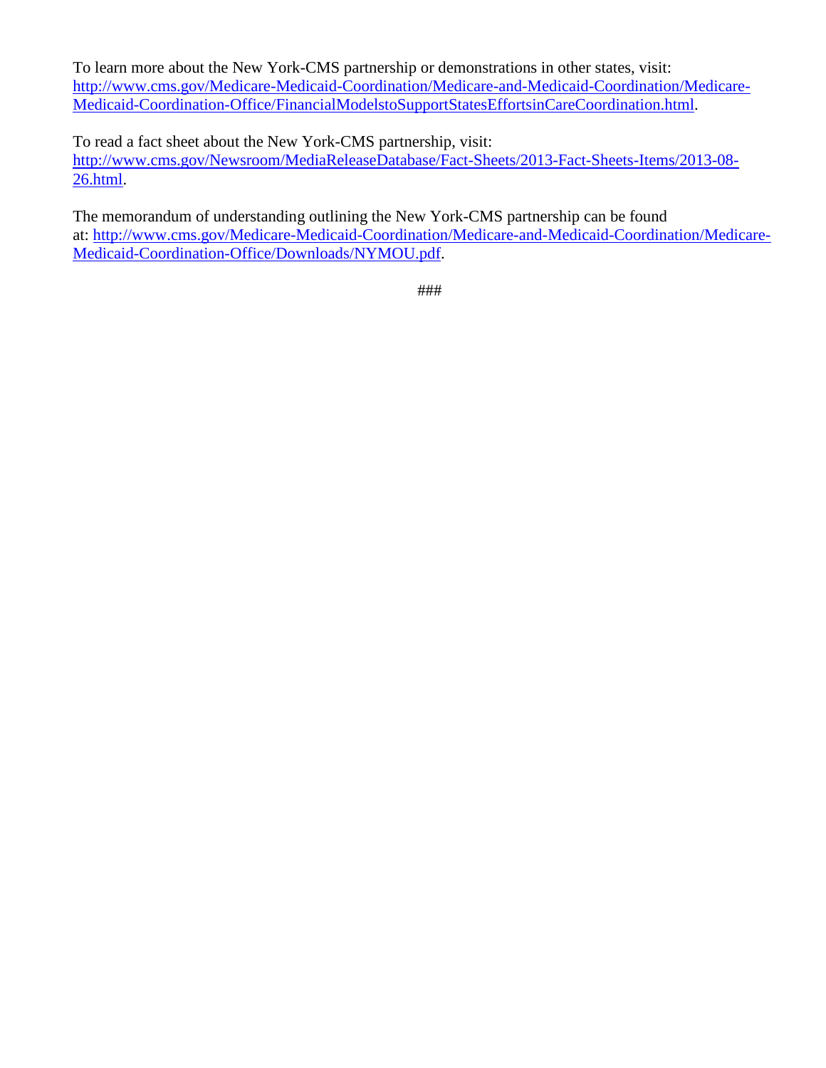To learn more about the New York-CMS partnership or demonstrations in other states, visit: [http://www.cms.gov/Medicare-Medicaid-Coordination/Medicare-and-Medicaid-Coordination/Medicare-Medicaid-Coordination-Office/FinancialModelstoSupportStatesEffortsinCareCoordination.html](http://www.cms.gov/Medicare-Medicaid-Coordination/Medicare-and-Medicaid-Coordination/Medicare-Medicaid-Coordination-Office/FinancialModelstoSupportStatesEffortsinCareCoordination.html).

To read a fact sheet about the New York-CMS partnership, visit: [http://www.cms.gov/Newsroom/MediaReleaseDatabase/Fact-Sheets/2013-Fact-Sheets-Items/2013-08-26.html](http://www.cms.gov/Newsroom/MediaReleaseDatabase/Fact-Sheets/2013-Fact-Sheets-Items/2013-08-26.html).

The memorandum of understanding outlining the New York-CMS partnership can be found at: [http://www.cms.gov/Medicare-Medicaid-Coordination/Medicare-and-Medicaid-Coordination/Medicare-Medicaid-Coordination-Office/Downloads/NYMOU.pdf](http://www.cms.gov/Medicare-Medicaid-Coordination/Medicare-and-Medicaid-Coordination/Medicare-Medicaid-Coordination-Office/Downloads/NYMOU.pdf).

###